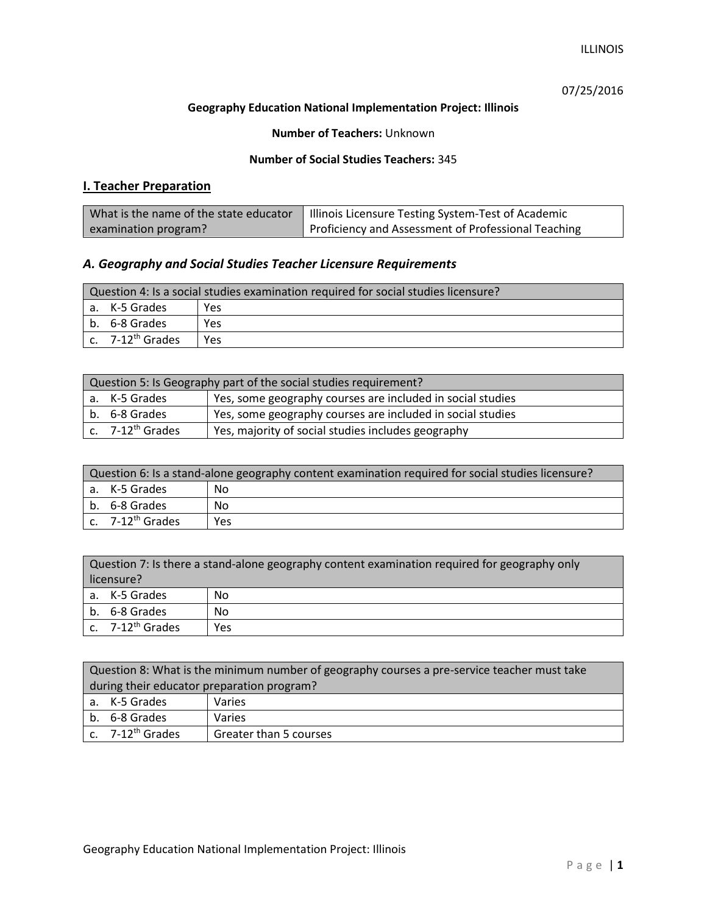07/25/2016

**Geography Education National Implementation Project: Illinois**

**Number of Teachers:** Unknown

**Number of Social Studies Teachers:** 345

## I. Teacher Preparation

| What is the name of the state educator examination program? | Illinois Licensure Testing System-Test of Academic Proficiency and Assessment of Professional Teaching |
|---|---|

### *A. Geography and Social Studies Teacher Licensure Requirements*

| Question 4: Is a social studies examination required for social studies licensure? | |
|---|---|
| a. K-5 Grades | Yes |
| b. 6-8 Grades | Yes |
| c. 7-12th Grades | Yes |

| Question 5: Is Geography part of the social studies requirement? | |
|---|---|
| a. K-5 Grades | Yes, some geography courses are included in social studies |
| b. 6-8 Grades | Yes, some geography courses are included in social studies |
| c. 7-12th Grades | Yes, majority of social studies includes geography |

| Question 6: Is a stand-alone geography content examination required for social studies licensure? | |
|---|---|
| a. K-5 Grades | No |
| b. 6-8 Grades | No |
| c. 7-12th Grades | Yes |

| Question 7: Is there a stand-alone geography content examination required for geography only licensure? | |
|---|---|
| a. K-5 Grades | No |
| b. 6-8 Grades | No |
| c. 7-12th Grades | Yes |

| Question 8: What is the minimum number of geography courses a pre-service teacher must take during their educator preparation program? | |
|---|---|
| a. K-5 Grades | Varies |
| b. 6-8 Grades | Varies |
| c. 7-12th Grades | Greater than 5 courses |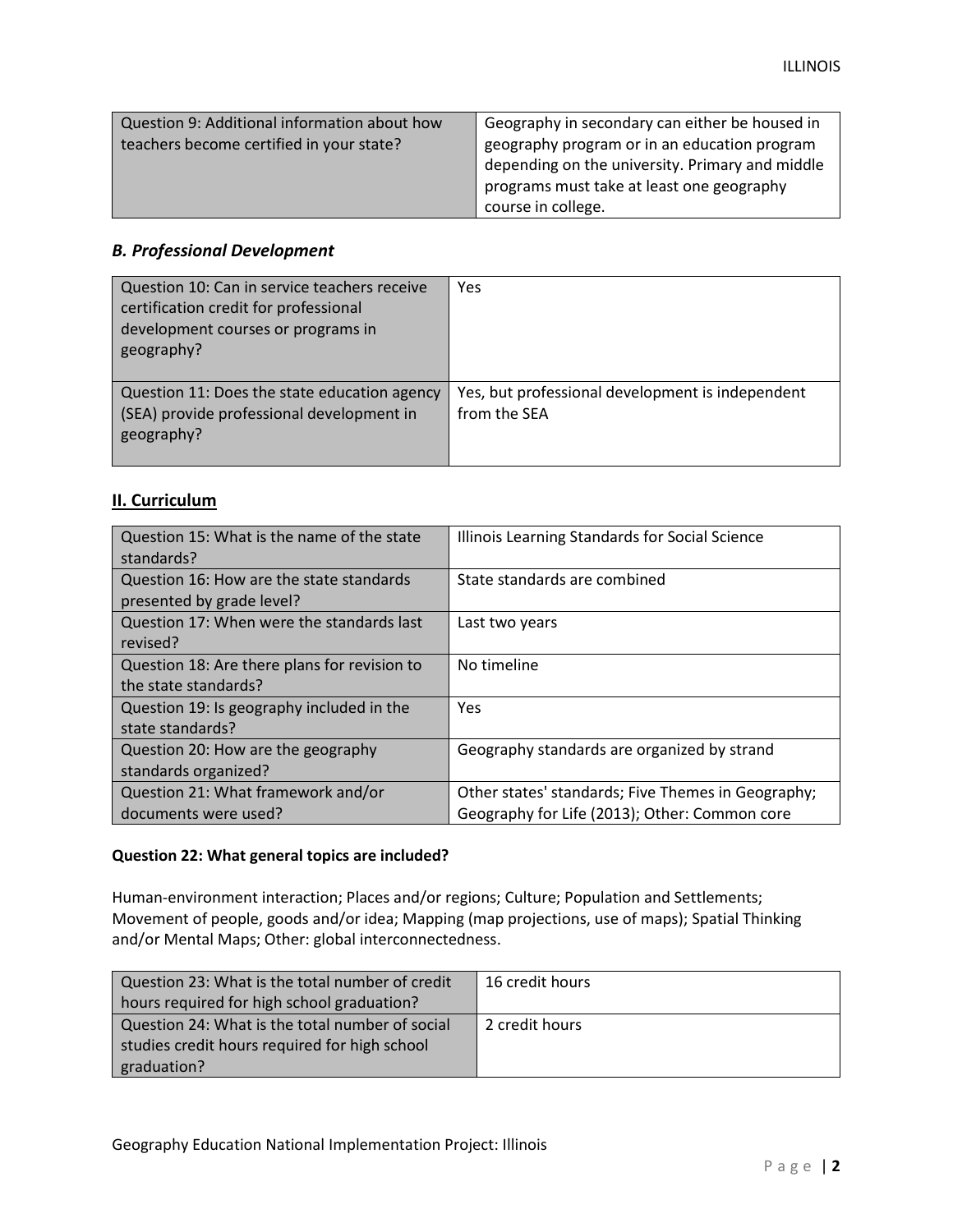| Question 9: Additional information about how teachers become certified in your state? | Geography in secondary can either be housed in geography program or in an education program depending on the university. Primary and middle programs must take at least one geography course in college. |
|---|---|

### *B. Professional Development*

| Question 10: Can in service teachers receive certification credit for professional development courses or programs in geography? | Yes |
|---|---|
| Question 11: Does the state education agency (SEA) provide professional development in geography? | Yes, but professional development is independent from the SEA |

## II. Curriculum

| Question 15: What is the name of the state standards? | Illinois Learning Standards for Social Science |
|---|---|
| Question 16: How are the state standards presented by grade level? | State standards are combined |
| Question 17: When were the standards last revised? | Last two years |
| Question 18: Are there plans for revision to the state standards? | No timeline |
| Question 19: Is geography included in the state standards? | Yes |
| Question 20: How are the geography standards organized? | Geography standards are organized by strand |
| Question 21: What framework and/or documents were used? | Other states' standards; Five Themes in Geography; Geography for Life (2013); Other: Common core |

**Question 22: What general topics are included?**

Human-environment interaction; Places and/or regions; Culture; Population and Settlements; Movement of people, goods and/or idea; Mapping (map projections, use of maps); Spatial Thinking and/or Mental Maps; Other: global interconnectedness.

| Question 23: What is the total number of credit hours required for high school graduation? | 16 credit hours |
|---|---|
| Question 24: What is the total number of social studies credit hours required for high school graduation? | 2 credit hours |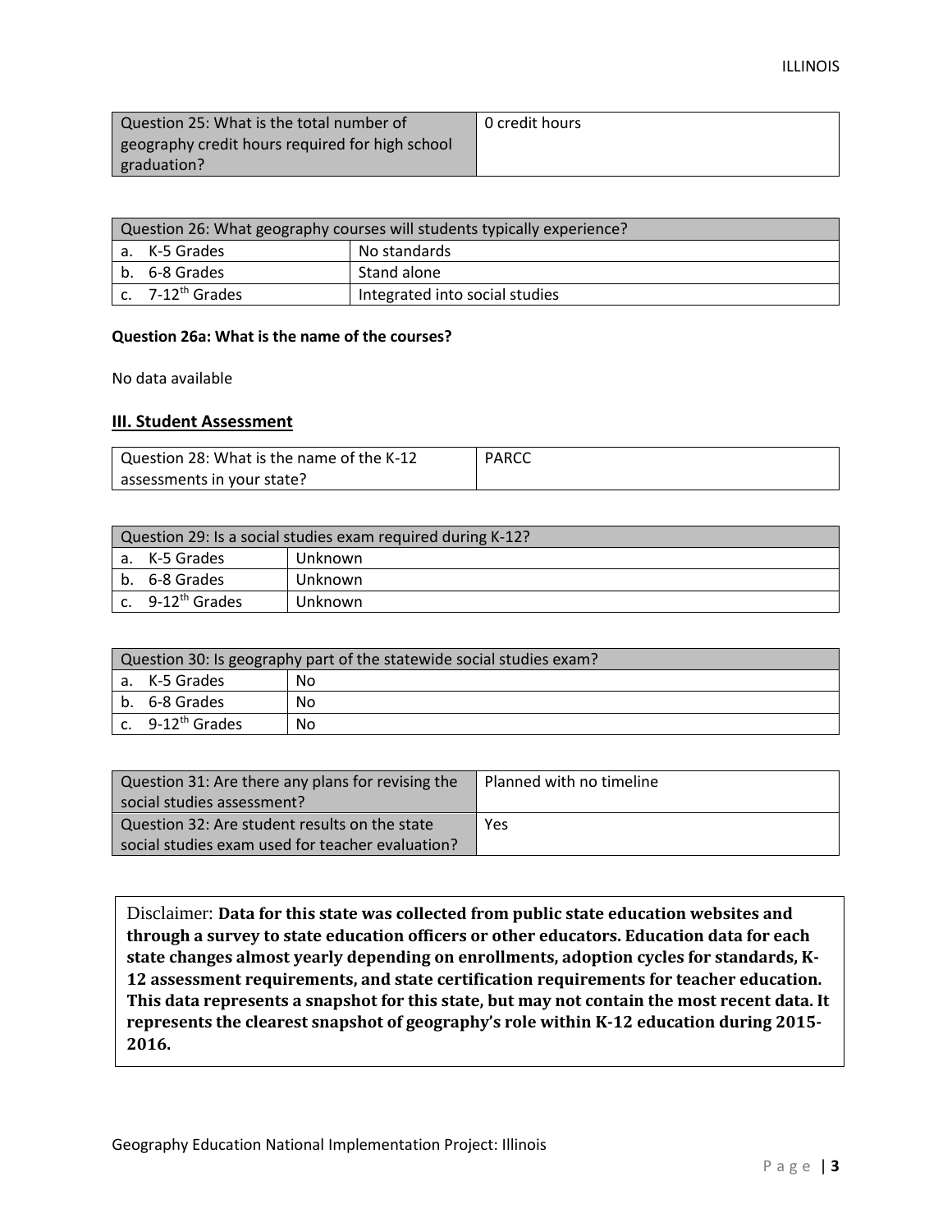| | |
|---|---|
| Question 25: What is the total number of geography credit hours required for high school graduation? | 0 credit hours |

| Question 26: What geography courses will students typically experience? | |
|---|---|
| a. K-5 Grades | No standards |
| b. 6-8 Grades | Stand alone |
| c. 7-12th Grades | Integrated into social studies |

**Question 26a: What is the name of the courses?**

No data available

## III. Student Assessment

| | |
|---|---|
| Question 28: What is the name of the K-12 assessments in your state? | PARCC |

| Question 29: Is a social studies exam required during K-12? | |
|---|---|
| a. K-5 Grades | Unknown |
| b. 6-8 Grades | Unknown |
| c. 9-12th Grades | Unknown |

| Question 30: Is geography part of the statewide social studies exam? | |
|---|---|
| a. K-5 Grades | No |
| b. 6-8 Grades | No |
| c. 9-12th Grades | No |

| | |
|---|---|
| Question 31: Are there any plans for revising the social studies assessment? | Planned with no timeline |
| Question 32: Are student results on the state social studies exam used for teacher evaluation? | Yes |

Disclaimer: **Data for this state was collected from public state education websites and through a survey to state education officers or other educators. Education data for each state changes almost yearly depending on enrollments, adoption cycles for standards, K-12 assessment requirements, and state certification requirements for teacher education. This data represents a snapshot for this state, but may not contain the most recent data. It represents the clearest snapshot of geography's role within K-12 education during 2015-2016.**